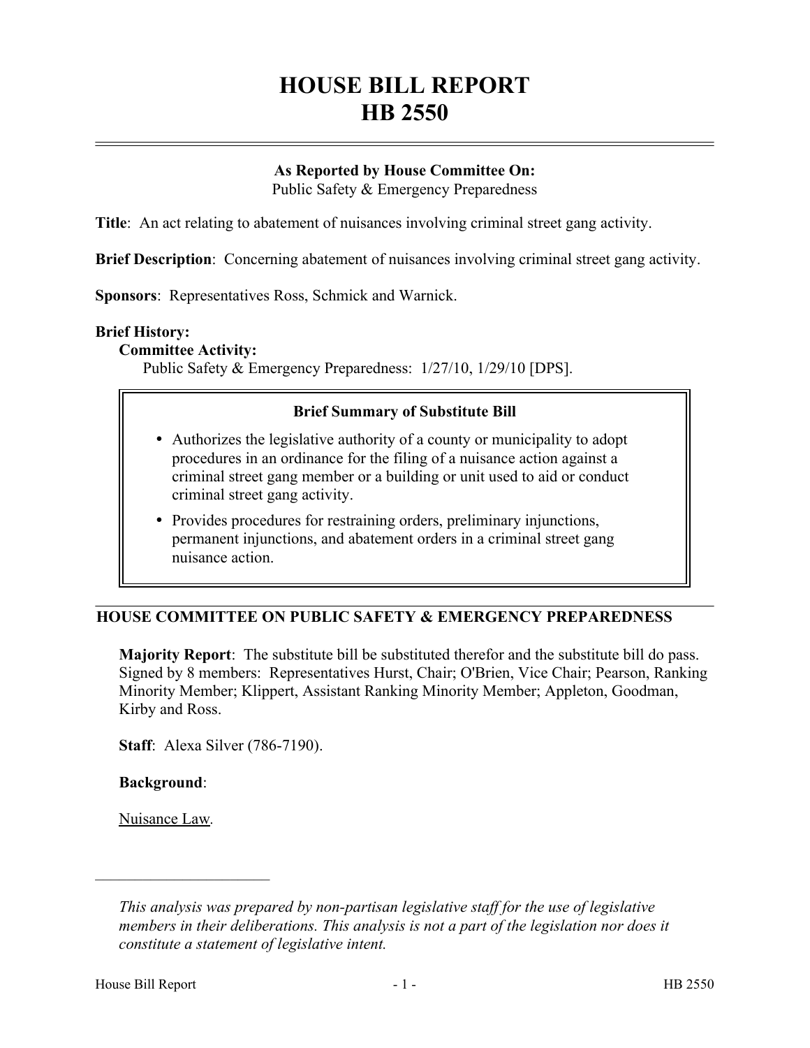# HOUSE BILL REPORT
# HB 2550

**As Reported by House Committee On:**
Public Safety & Emergency Preparedness

**Title**: An act relating to abatement of nuisances involving criminal street gang activity.

**Brief Description**: Concerning abatement of nuisances involving criminal street gang activity.

**Sponsors**: Representatives Ross, Schmick and Warnick.

**Brief History:**

**Committee Activity:**

Public Safety & Emergency Preparedness: 1/27/10, 1/29/10 [DPS].

**Brief Summary of Substitute Bill**

- Authorizes the legislative authority of a county or municipality to adopt procedures in an ordinance for the filing of a nuisance action against a criminal street gang member or a building or unit used to aid or conduct criminal street gang activity.
- Provides procedures for restraining orders, preliminary injunctions, permanent injunctions, and abatement orders in a criminal street gang nuisance action.

## HOUSE COMMITTEE ON PUBLIC SAFETY & EMERGENCY PREPAREDNESS

**Majority Report**: The substitute bill be substituted therefor and the substitute bill do pass. Signed by 8 members: Representatives Hurst, Chair; O'Brien, Vice Chair; Pearson, Ranking Minority Member; Klippert, Assistant Ranking Minority Member; Appleton, Goodman, Kirby and Ross.

**Staff**: Alexa Silver (786-7190).

**Background**:

Nuisance Law.

---

*This analysis was prepared by non-partisan legislative staff for the use of legislative members in their deliberations. This analysis is not a part of the legislation nor does it constitute a statement of legislative intent.*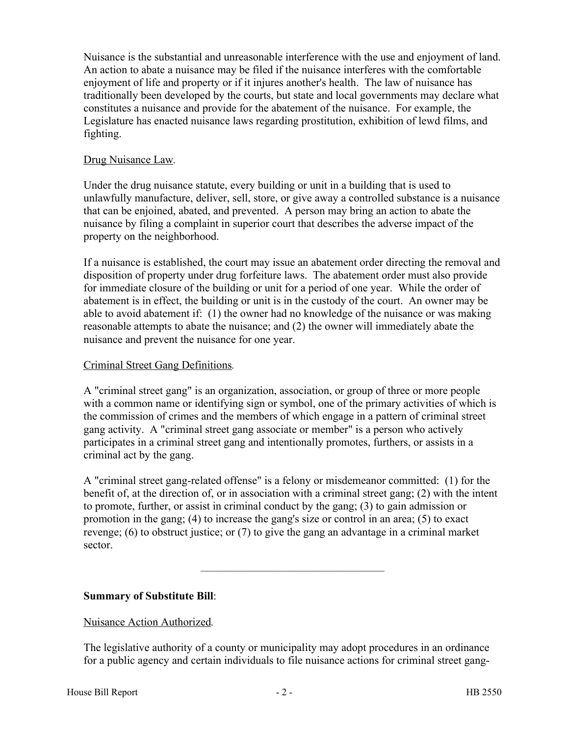Nuisance is the substantial and unreasonable interference with the use and enjoyment of land. An action to abate a nuisance may be filed if the nuisance interferes with the comfortable enjoyment of life and property or if it injures another's health. The law of nuisance has traditionally been developed by the courts, but state and local governments may declare what constitutes a nuisance and provide for the abatement of the nuisance. For example, the Legislature has enacted nuisance laws regarding prostitution, exhibition of lewd films, and fighting.

Drug Nuisance Law.

Under the drug nuisance statute, every building or unit in a building that is used to unlawfully manufacture, deliver, sell, store, or give away a controlled substance is a nuisance that can be enjoined, abated, and prevented. A person may bring an action to abate the nuisance by filing a complaint in superior court that describes the adverse impact of the property on the neighborhood.

If a nuisance is established, the court may issue an abatement order directing the removal and disposition of property under drug forfeiture laws. The abatement order must also provide for immediate closure of the building or unit for a period of one year. While the order of abatement is in effect, the building or unit is in the custody of the court. An owner may be able to avoid abatement if: (1) the owner had no knowledge of the nuisance or was making reasonable attempts to abate the nuisance; and (2) the owner will immediately abate the nuisance and prevent the nuisance for one year.

Criminal Street Gang Definitions.

A "criminal street gang" is an organization, association, or group of three or more people with a common name or identifying sign or symbol, one of the primary activities of which is the commission of crimes and the members of which engage in a pattern of criminal street gang activity. A "criminal street gang associate or member" is a person who actively participates in a criminal street gang and intentionally promotes, furthers, or assists in a criminal act by the gang.

A "criminal street gang-related offense" is a felony or misdemeanor committed: (1) for the benefit of, at the direction of, or in association with a criminal street gang; (2) with the intent to promote, further, or assist in criminal conduct by the gang; (3) to gain admission or promotion in the gang; (4) to increase the gang's size or control in an area; (5) to exact revenge; (6) to obstruct justice; or (7) to give the gang an advantage in a criminal market sector.

---

**Summary of Substitute Bill**:

Nuisance Action Authorized.

The legislative authority of a county or municipality may adopt procedures in an ordinance for a public agency and certain individuals to file nuisance actions for criminal street gang-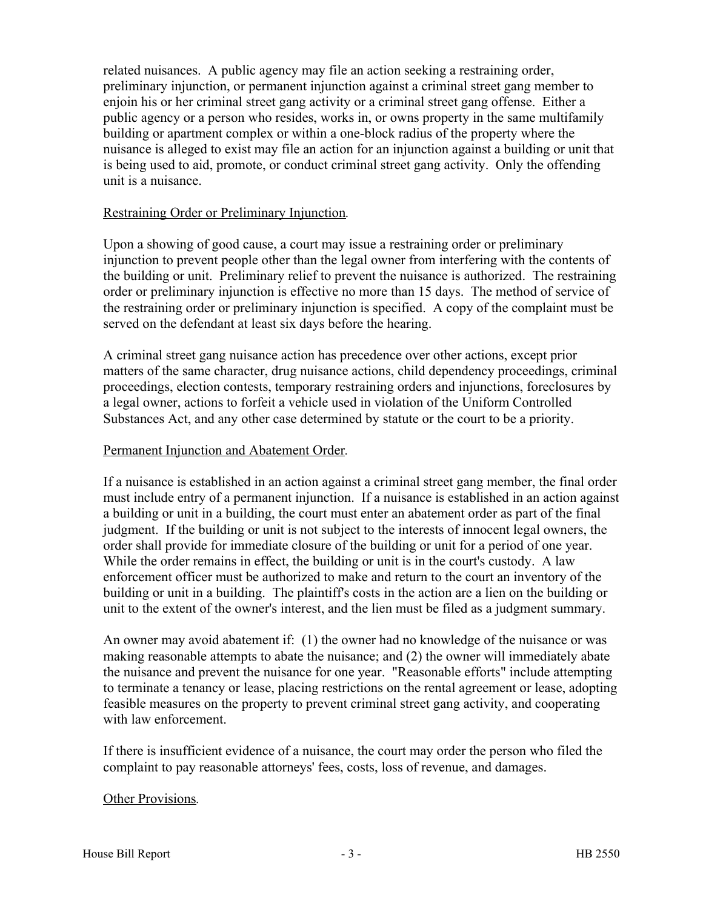related nuisances. A public agency may file an action seeking a restraining order, preliminary injunction, or permanent injunction against a criminal street gang member to enjoin his or her criminal street gang activity or a criminal street gang offense. Either a public agency or a person who resides, works in, or owns property in the same multifamily building or apartment complex or within a one-block radius of the property where the nuisance is alleged to exist may file an action for an injunction against a building or unit that is being used to aid, promote, or conduct criminal street gang activity. Only the offending unit is a nuisance.

Restraining Order or Preliminary Injunction.

Upon a showing of good cause, a court may issue a restraining order or preliminary injunction to prevent people other than the legal owner from interfering with the contents of the building or unit. Preliminary relief to prevent the nuisance is authorized. The restraining order or preliminary injunction is effective no more than 15 days. The method of service of the restraining order or preliminary injunction is specified. A copy of the complaint must be served on the defendant at least six days before the hearing.

A criminal street gang nuisance action has precedence over other actions, except prior matters of the same character, drug nuisance actions, child dependency proceedings, criminal proceedings, election contests, temporary restraining orders and injunctions, foreclosures by a legal owner, actions to forfeit a vehicle used in violation of the Uniform Controlled Substances Act, and any other case determined by statute or the court to be a priority.

Permanent Injunction and Abatement Order.

If a nuisance is established in an action against a criminal street gang member, the final order must include entry of a permanent injunction. If a nuisance is established in an action against a building or unit in a building, the court must enter an abatement order as part of the final judgment. If the building or unit is not subject to the interests of innocent legal owners, the order shall provide for immediate closure of the building or unit for a period of one year. While the order remains in effect, the building or unit is in the court's custody. A law enforcement officer must be authorized to make and return to the court an inventory of the building or unit in a building. The plaintiff's costs in the action are a lien on the building or unit to the extent of the owner's interest, and the lien must be filed as a judgment summary.

An owner may avoid abatement if: (1) the owner had no knowledge of the nuisance or was making reasonable attempts to abate the nuisance; and (2) the owner will immediately abate the nuisance and prevent the nuisance for one year. "Reasonable efforts" include attempting to terminate a tenancy or lease, placing restrictions on the rental agreement or lease, adopting feasible measures on the property to prevent criminal street gang activity, and cooperating with law enforcement.

If there is insufficient evidence of a nuisance, the court may order the person who filed the complaint to pay reasonable attorneys' fees, costs, loss of revenue, and damages.

Other Provisions.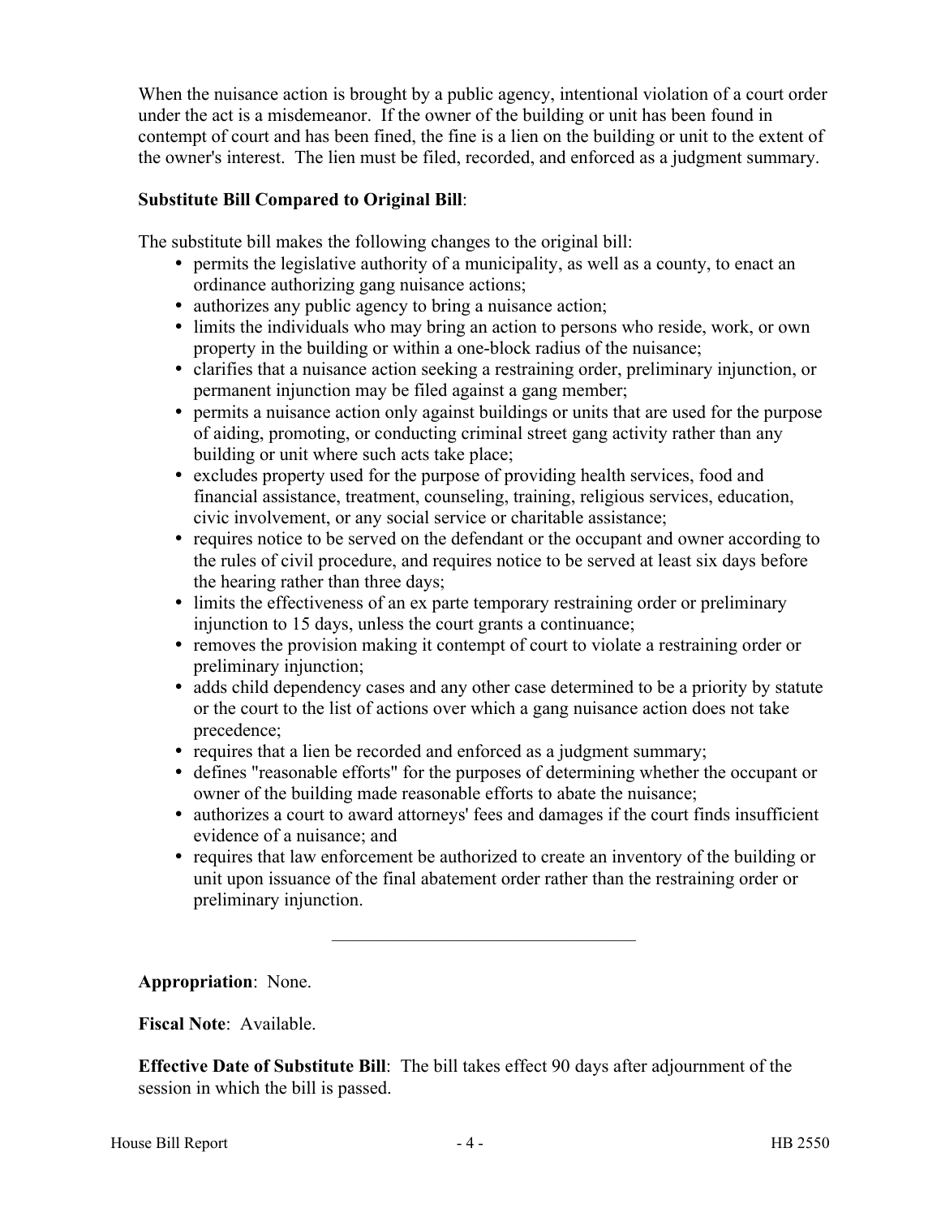When the nuisance action is brought by a public agency, intentional violation of a court order under the act is a misdemeanor. If the owner of the building or unit has been found in contempt of court and has been fined, the fine is a lien on the building or unit to the extent of the owner's interest. The lien must be filed, recorded, and enforced as a judgment summary.

**Substitute Bill Compared to Original Bill**:

The substitute bill makes the following changes to the original bill:

- permits the legislative authority of a municipality, as well as a county, to enact an ordinance authorizing gang nuisance actions;
- authorizes any public agency to bring a nuisance action;
- limits the individuals who may bring an action to persons who reside, work, or own property in the building or within a one-block radius of the nuisance;
- clarifies that a nuisance action seeking a restraining order, preliminary injunction, or permanent injunction may be filed against a gang member;
- permits a nuisance action only against buildings or units that are used for the purpose of aiding, promoting, or conducting criminal street gang activity rather than any building or unit where such acts take place;
- excludes property used for the purpose of providing health services, food and financial assistance, treatment, counseling, training, religious services, education, civic involvement, or any social service or charitable assistance;
- requires notice to be served on the defendant or the occupant and owner according to the rules of civil procedure, and requires notice to be served at least six days before the hearing rather than three days;
- limits the effectiveness of an ex parte temporary restraining order or preliminary injunction to 15 days, unless the court grants a continuance;
- removes the provision making it contempt of court to violate a restraining order or preliminary injunction;
- adds child dependency cases and any other case determined to be a priority by statute or the court to the list of actions over which a gang nuisance action does not take precedence;
- requires that a lien be recorded and enforced as a judgment summary;
- defines "reasonable efforts" for the purposes of determining whether the occupant or owner of the building made reasonable efforts to abate the nuisance;
- authorizes a court to award attorneys' fees and damages if the court finds insufficient evidence of a nuisance; and
- requires that law enforcement be authorized to create an inventory of the building or unit upon issuance of the final abatement order rather than the restraining order or preliminary injunction.

---

**Appropriation**: None.

**Fiscal Note**: Available.

**Effective Date of Substitute Bill**: The bill takes effect 90 days after adjournment of the session in which the bill is passed.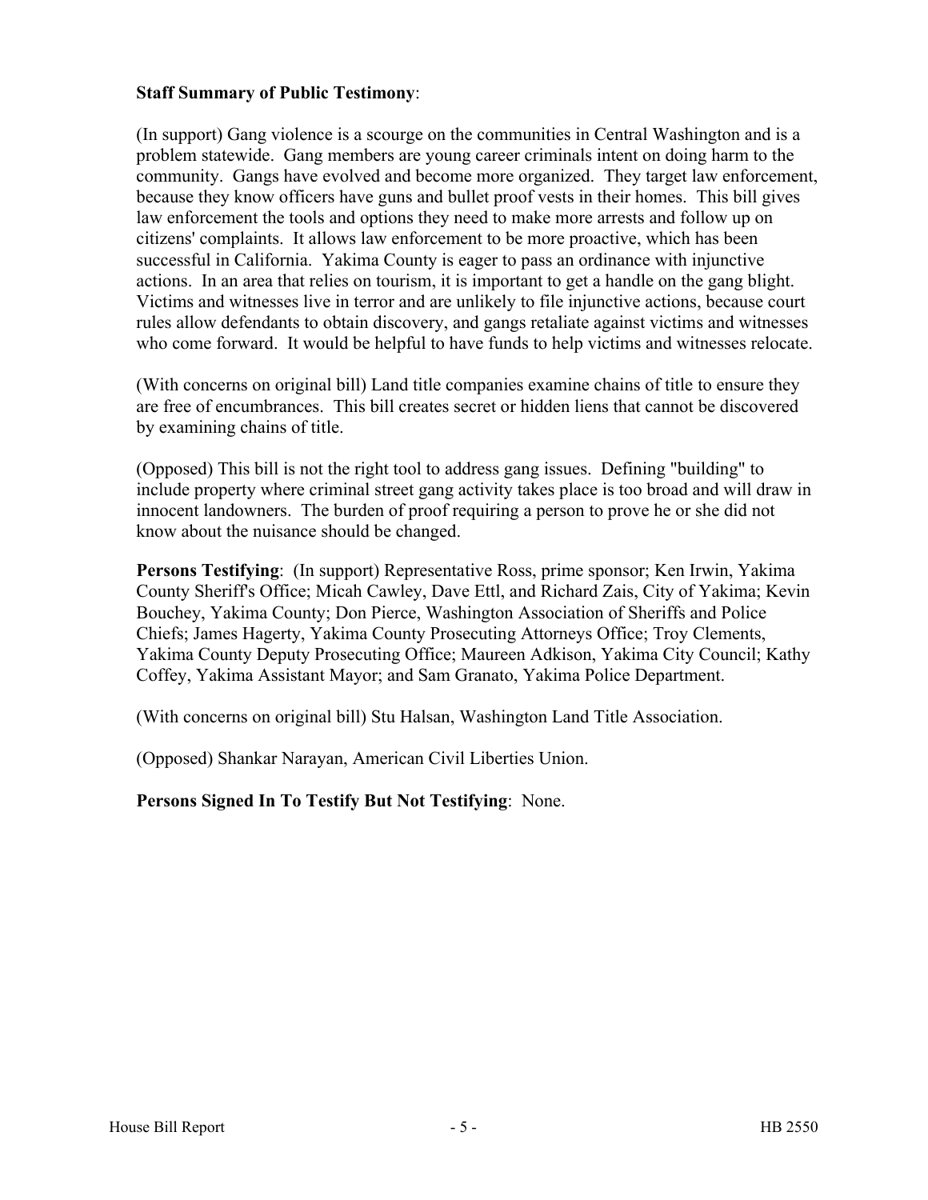**Staff Summary of Public Testimony**:

(In support) Gang violence is a scourge on the communities in Central Washington and is a problem statewide. Gang members are young career criminals intent on doing harm to the community. Gangs have evolved and become more organized. They target law enforcement, because they know officers have guns and bullet proof vests in their homes. This bill gives law enforcement the tools and options they need to make more arrests and follow up on citizens' complaints. It allows law enforcement to be more proactive, which has been successful in California. Yakima County is eager to pass an ordinance with injunctive actions. In an area that relies on tourism, it is important to get a handle on the gang blight. Victims and witnesses live in terror and are unlikely to file injunctive actions, because court rules allow defendants to obtain discovery, and gangs retaliate against victims and witnesses who come forward. It would be helpful to have funds to help victims and witnesses relocate.

(With concerns on original bill) Land title companies examine chains of title to ensure they are free of encumbrances. This bill creates secret or hidden liens that cannot be discovered by examining chains of title.

(Opposed) This bill is not the right tool to address gang issues. Defining "building" to include property where criminal street gang activity takes place is too broad and will draw in innocent landowners. The burden of proof requiring a person to prove he or she did not know about the nuisance should be changed.

**Persons Testifying**: (In support) Representative Ross, prime sponsor; Ken Irwin, Yakima County Sheriff's Office; Micah Cawley, Dave Ettl, and Richard Zais, City of Yakima; Kevin Bouchey, Yakima County; Don Pierce, Washington Association of Sheriffs and Police Chiefs; James Hagerty, Yakima County Prosecuting Attorneys Office; Troy Clements, Yakima County Deputy Prosecuting Office; Maureen Adkison, Yakima City Council; Kathy Coffey, Yakima Assistant Mayor; and Sam Granato, Yakima Police Department.

(With concerns on original bill) Stu Halsan, Washington Land Title Association.

(Opposed) Shankar Narayan, American Civil Liberties Union.

**Persons Signed In To Testify But Not Testifying**: None.